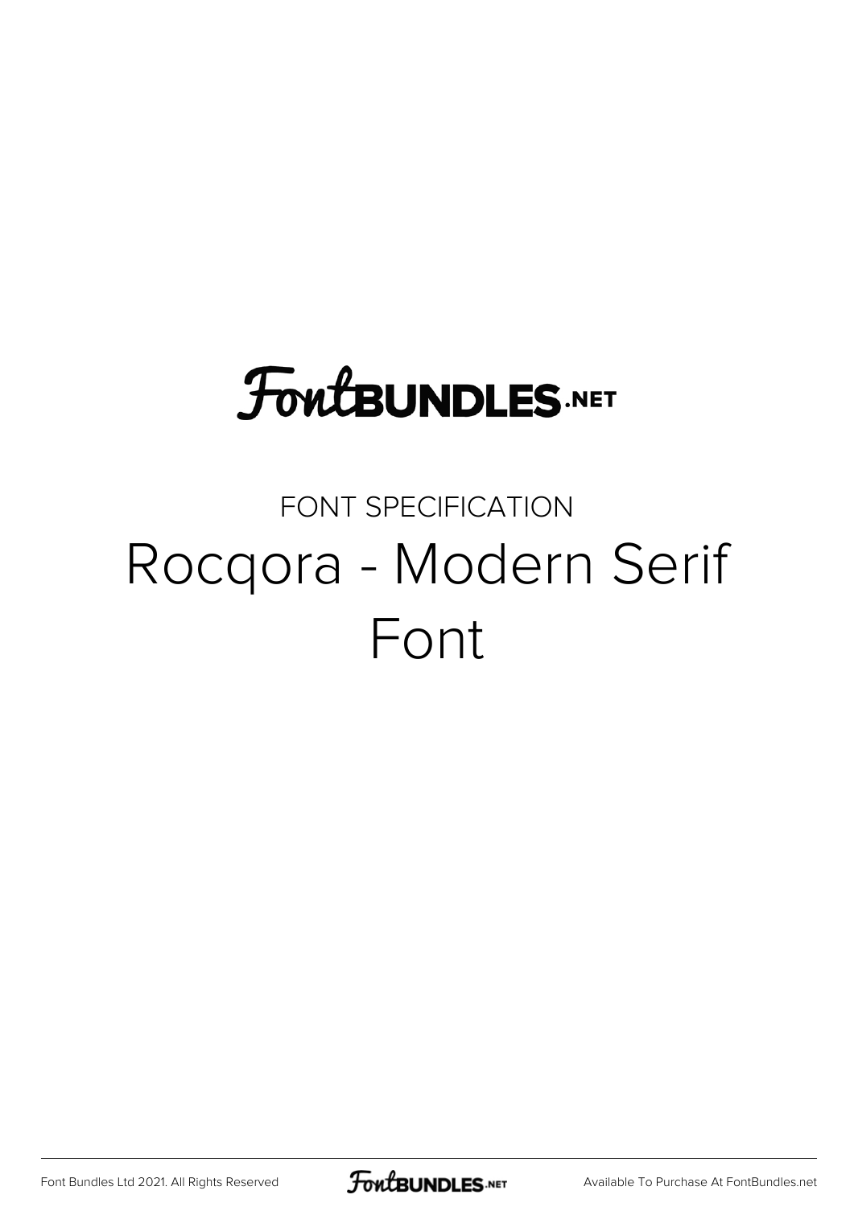FontBUNDLES.NET

FONT SPECIFICATION

# Rocqora - Modern Serif Font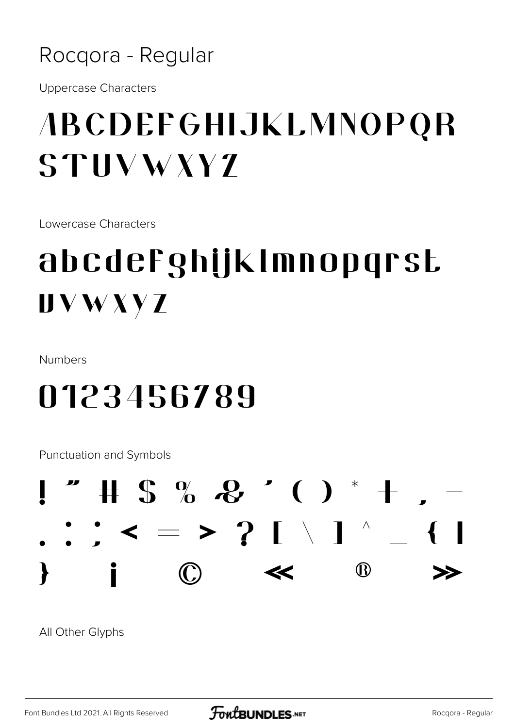# Rocqora - Regular

Uppercase Characters

ABCDEFGHIJKLMNOPQR STUVWXYZ

Lowercase Characters

abcdefghijklmnopqrst uvwxyz

Numbers

0123456789

Punctuation and Symbols

! " # $ % & ' ( ) * + , - . : ; < = > ? [ \ ] ^ _ { | } ¡ © « ® »

All Other Glyphs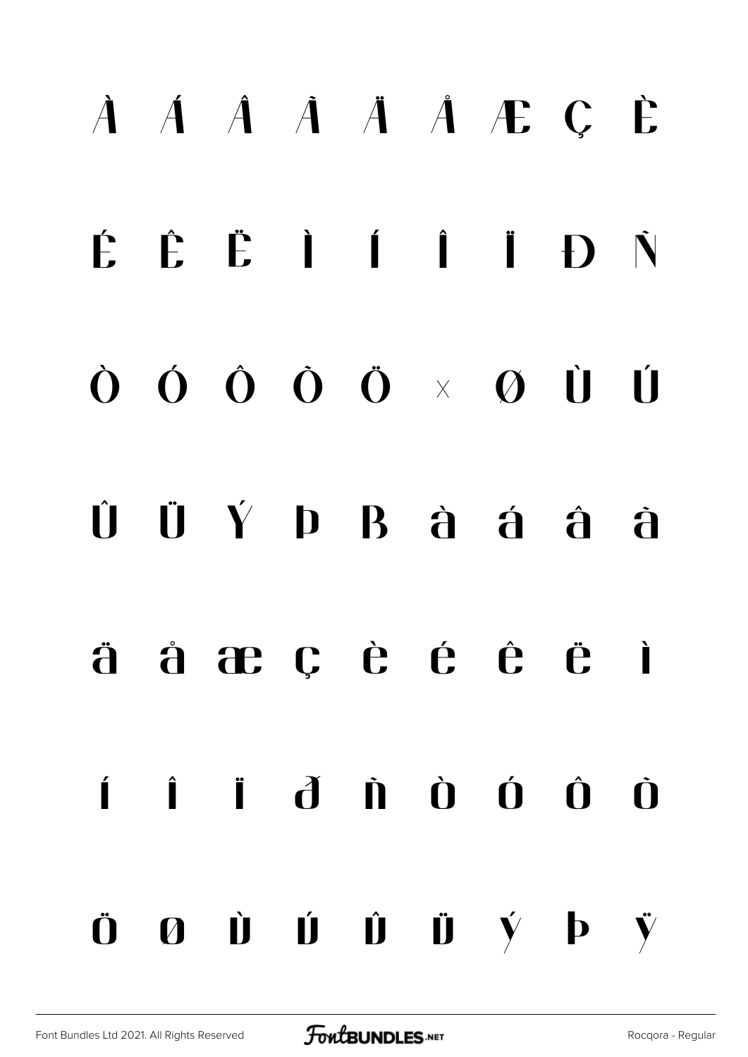À Á Â Ã Ä Å Æ Ç È

É Ê Ë Ì Í Î Ï Ð Ñ

Ò Ó Ô Õ Ö × Ø Ù Ú

Û Ü Ý Þ ß à á â ã

ä å æ ç è é ê ë ì

í î ï ð ñ ò ó ô õ

ö ø ù ú û ü ý þ ÿ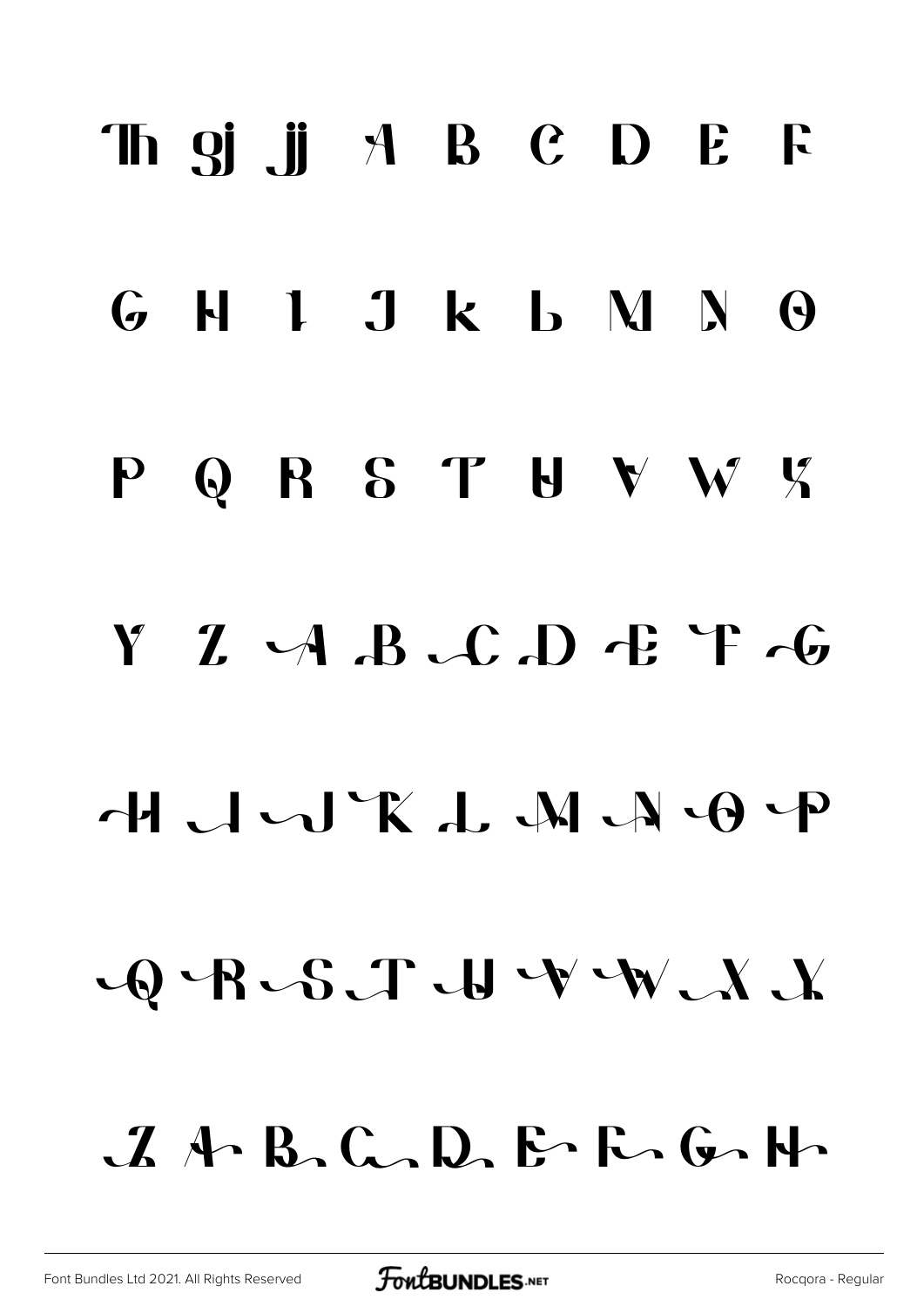Th gj jj A B C D E F

G H I J k L M N O

P Q R S T U V W X

Y Z A B C D E F G

H I J K L M N O P

Q R S T U V W X Y

Z A B C D E F G H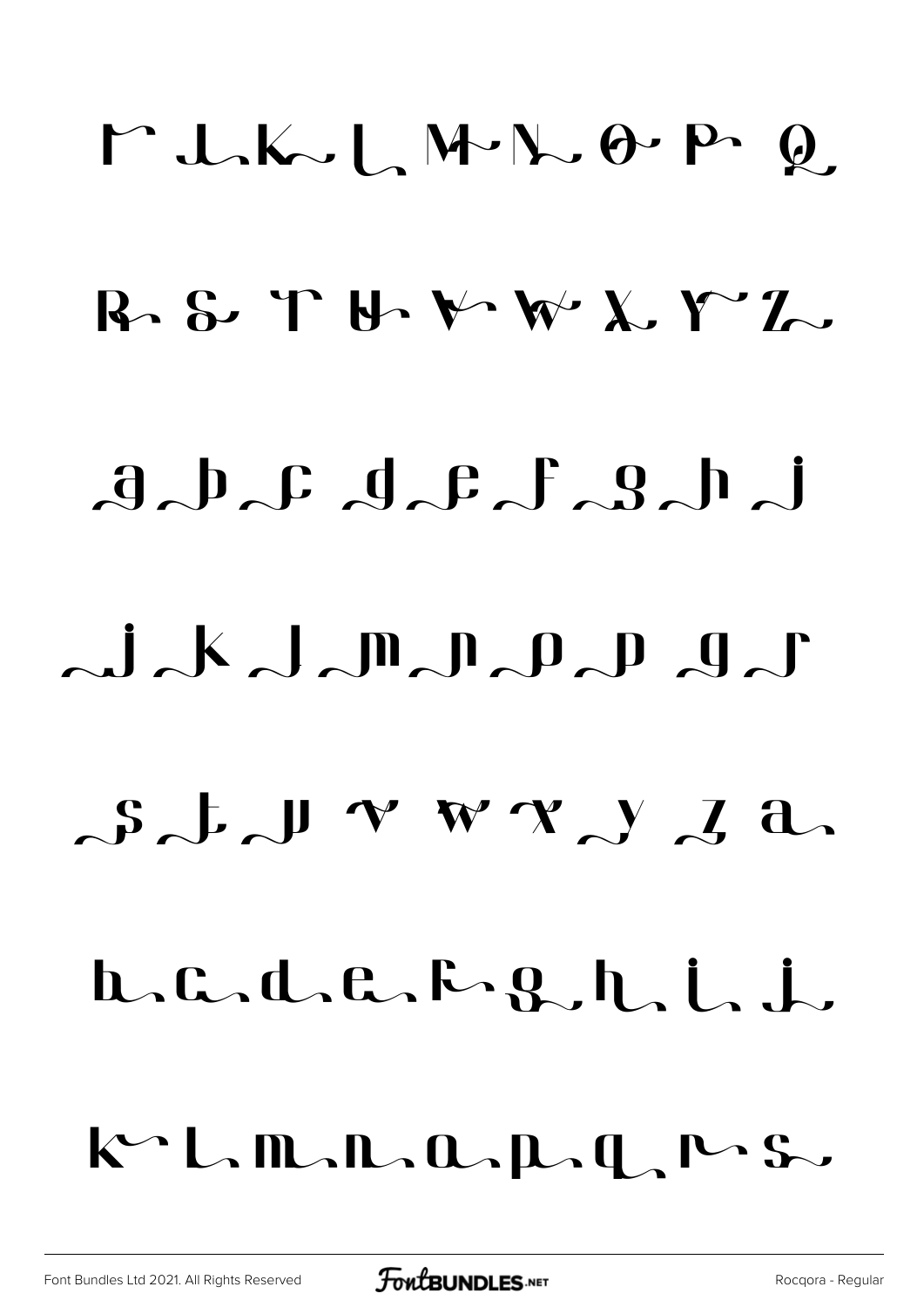I J K L M N O P Q

R S T U V W X Y Z

a b c d e f g h i

j k l m n o p q r

s t u v w x y z a

b c d e f g h i j

k l m n o p q r s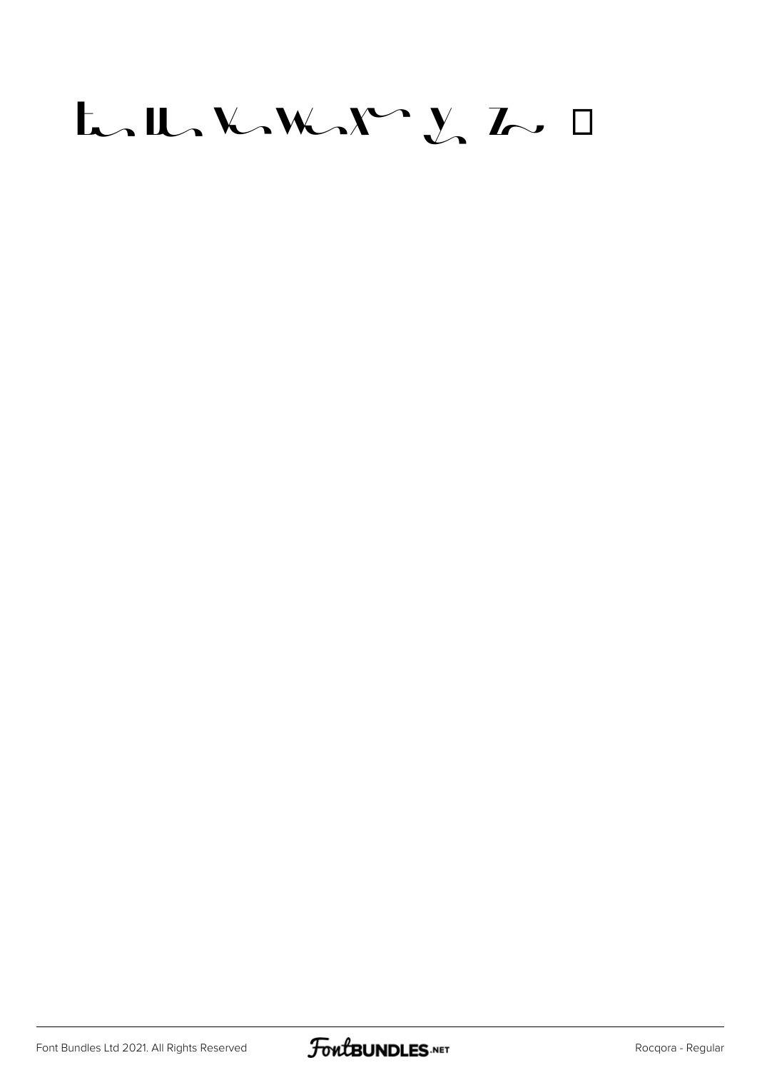t u v w x y z